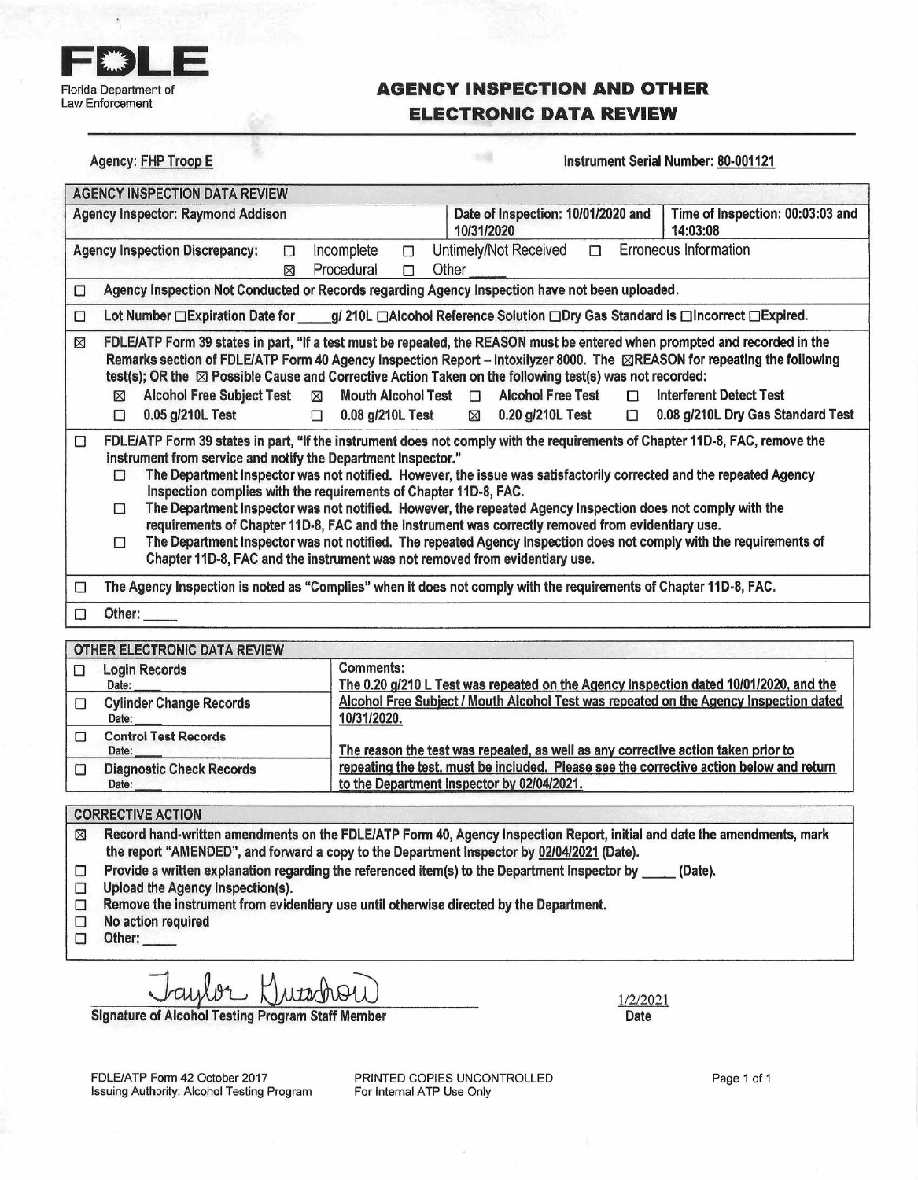**FDLE**
Florida Department of Law Enforcement

# AGENCY INSPECTION AND OTHER ELECTRONIC DATA REVIEW

Agency: FHP Troop E

Instrument Serial Number: 80-001121

| AGENCY INSPECTION DATA REVIEW | | |
|---|---|---|
| Agency Inspector: Raymond Addison | Date of Inspection: 10/01/2020 and 10/31/2020 | Time of Inspection: 00:03:03 and 14:03:08 |

Agency Inspection Discrepancy: ☐ Incomplete ☐ Untimely/Not Received ☐ Erroneous Information ☒ Procedural ☐ Other _____

☐ Agency Inspection Not Conducted or Records regarding Agency Inspection have not been uploaded.

☐ Lot Number ☐Expiration Date for _____g/ 210L ☐Alcohol Reference Solution ☐Dry Gas Standard is ☐Incorrect ☐Expired.

☒ FDLE/ATP Form 39 states in part, "If a test must be repeated, the REASON must be entered when prompted and recorded in the Remarks section of FDLE/ATP Form 40 Agency Inspection Report – Intoxilyzer 8000. The ☒REASON for repeating the following test(s); OR the ☒ Possible Cause and Corrective Action Taken on the following test(s) was not recorded:

- ☒ Alcohol Free Subject Test ☒ Mouth Alcohol Test ☐ Alcohol Free Test ☐ Interferent Detect Test
- ☐ 0.05 g/210L Test ☐ 0.08 g/210L Test ☒ 0.20 g/210L Test ☐ 0.08 g/210L Dry Gas Standard Test

☐ FDLE/ATP Form 39 states in part, "If the instrument does not comply with the requirements of Chapter 11D-8, FAC, remove the instrument from service and notify the Department Inspector."

- ☐ The Department Inspector was not notified. However, the issue was satisfactorily corrected and the repeated Agency Inspection complies with the requirements of Chapter 11D-8, FAC.
- ☐ The Department Inspector was not notified. However, the repeated Agency Inspection does not comply with the requirements of Chapter 11D-8, FAC and the instrument was correctly removed from evidentiary use.
- ☐ The Department Inspector was not notified. The repeated Agency Inspection does not comply with the requirements of Chapter 11D-8, FAC and the instrument was not removed from evidentiary use.

☐ The Agency Inspection is noted as "Complies" when it does not comply with the requirements of Chapter 11D-8, FAC.

☐ Other: _____

| OTHER ELECTRONIC DATA REVIEW | |
|---|---|
| ☐ Login Records Date: _____ | Comments: The 0.20 g/210 L Test was repeated on the Agency Inspection dated 10/01/2020, and the Alcohol Free Subject / Mouth Alcohol Test was repeated on the Agency Inspection dated 10/31/2020. |
| ☐ Cylinder Change Records Date: _____ | |
| ☐ Control Test Records Date: _____ | The reason the test was repeated, as well as any corrective action taken prior to repeating the test, must be included. Please see the corrective action below and return to the Department Inspector by 02/04/2021. |
| ☐ Diagnostic Check Records Date: _____ | |

**CORRECTIVE ACTION**

- ☒ Record hand-written amendments on the FDLE/ATP Form 40, Agency Inspection Report, initial and date the amendments, mark the report "AMENDED", and forward a copy to the Department Inspector by 02/04/2021 (Date).
- ☐ Provide a written explanation regarding the referenced item(s) to the Department Inspector by _____ (Date).
- ☐ Upload the Agency Inspection(s).
- ☐ Remove the instrument from evidentiary use until otherwise directed by the Department.
- ☐ No action required
- ☐ Other: _____

Taylor Kuschow
Signature of Alcohol Testing Program Staff Member

1/2/2021
Date

FDLE/ATP Form 42 October 2017
Issuing Authority: Alcohol Testing Program

PRINTED COPIES UNCONTROLLED
For Internal ATP Use Only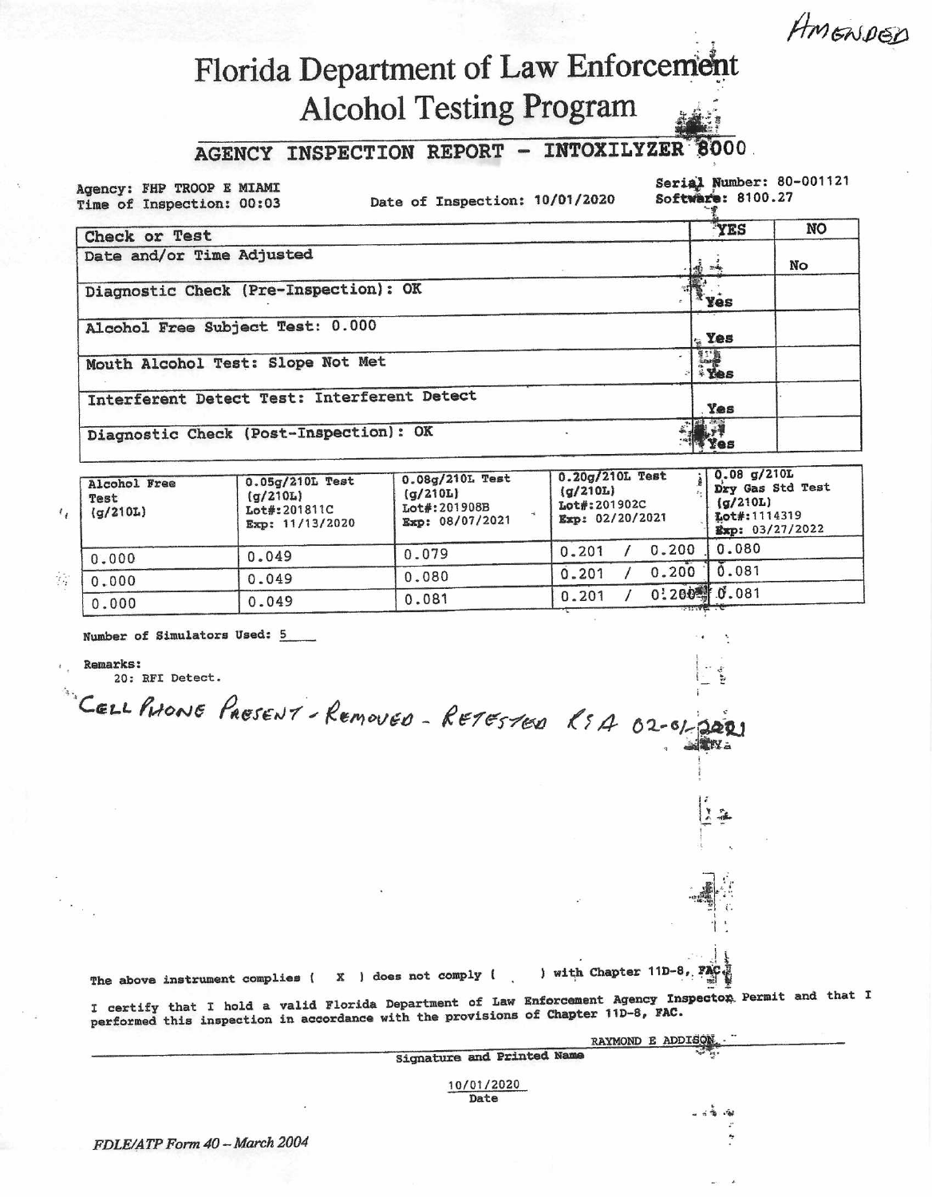AMENDED

# Florida Department of Law Enforcement
## Alcohol Testing Program

### AGENCY INSPECTION REPORT - INTOXILYZER 8000

Agency: FHP TROOP E MIAMI
Time of Inspection: 00:03

Date of Inspection: 10/01/2020

Serial Number: 80-001121
Software: 8100.27

| Check or Test | YES | NO |
|---|---|---|
| Date and/or Time Adjusted | | No |
| Diagnostic Check (Pre-Inspection): OK | Yes | |
| Alcohol Free Subject Test: 0.000 | Yes | |
| Mouth Alcohol Test: Slope Not Met | Yes | |
| Interferent Detect Test: Interferent Detect | Yes | |
| Diagnostic Check (Post-Inspection): OK | Yes | |

| Alcohol Free Test (g/210L) | 0.05g/210L Test (g/210L) Lot#:201811C Exp: 11/13/2020 | 0.08g/210L Test (g/210L) Lot#:201908B Exp: 08/07/2021 | 0.20g/210L Test (g/210L) Lot#:201902C Exp: 02/20/2021 | 0.08 g/210L Dry Gas Std Test (g/210L) Lot#:1114319 Exp: 03/27/2022 |
|---|---|---|---|---|
| 0.000 | 0.049 | 0.079 | 0.201 / 0.200 | 0.080 |
| 0.000 | 0.049 | 0.080 | 0.201 / 0.200 | 0.081 |
| 0.000 | 0.049 | 0.081 | 0.201 / 0.200 | 0.081 |

Number of Simulators Used: 5

Remarks:
20: RFI Detect.

CELL PHONE PRESENT - REMOVED - RETESTED RSA 02-01-2021

The above instrument complies ( X ) does not comply ( ) with Chapter 11D-8, FAC.

I certify that I hold a valid Florida Department of Law Enforcement Agency Inspector Permit and that I performed this inspection in accordance with the provisions of Chapter 11D-8, FAC.

RAYMOND E ADDISON
Signature and Printed Name

10/01/2020
Date

FDLE/ATP Form 40 – March 2004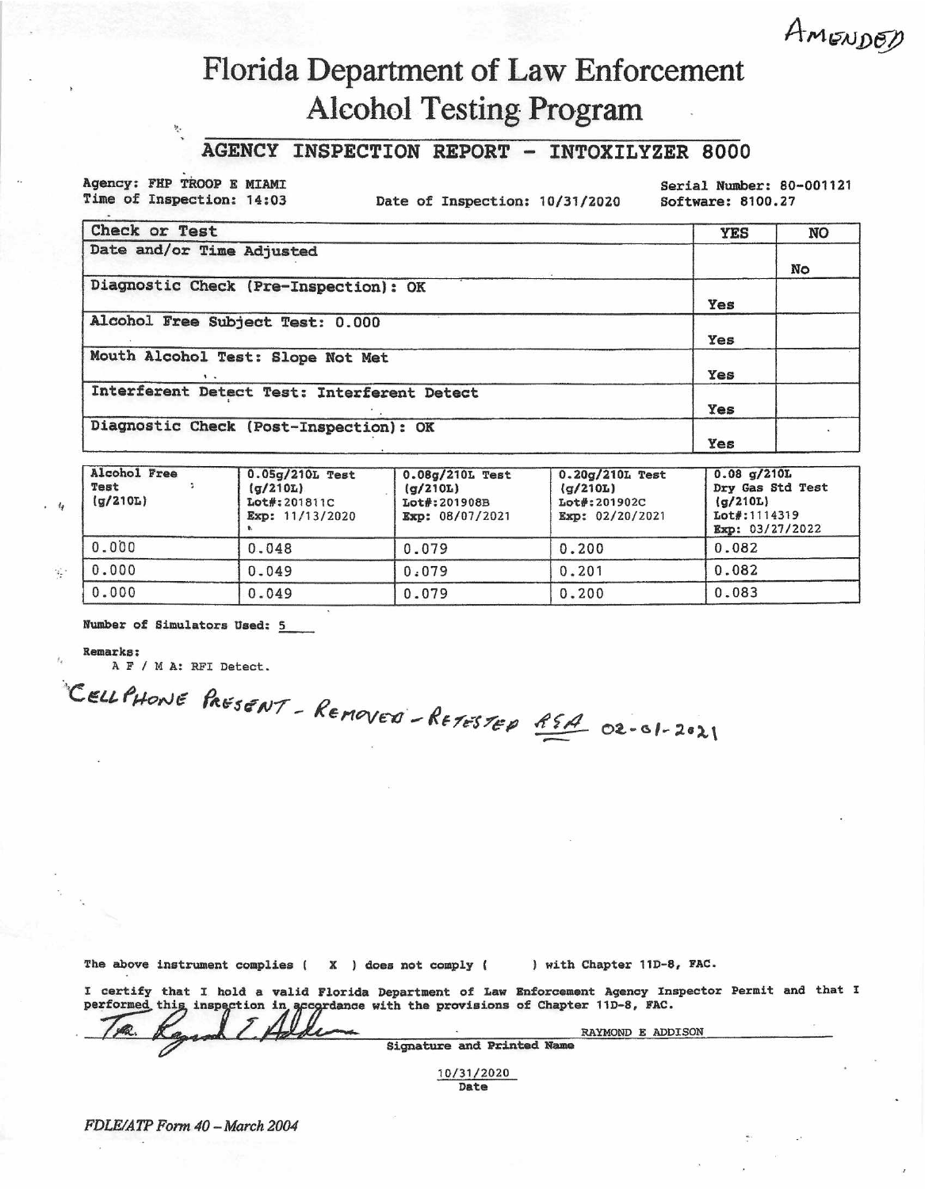AMENDED

# Florida Department of Law Enforcement
## Alcohol Testing Program

### AGENCY INSPECTION REPORT - INTOXILYZER 8000

Agency: FHP TROOP E MIAMI
Time of Inspection: 14:03
Date of Inspection: 10/31/2020
Serial Number: 80-001121
Software: 8100.27

| Check or Test | YES | NO |
|---|---|---|
| Date and/or Time Adjusted | | No |
| Diagnostic Check (Pre-Inspection): OK | Yes | |
| Alcohol Free Subject Test: 0.000 | Yes | |
| Mouth Alcohol Test: Slope Not Met | Yes | |
| Interferent Detect Test: Interferent Detect | Yes | |
| Diagnostic Check (Post-Inspection): OK | Yes | |

| Alcohol Free Test (g/210L) | 0.05g/210L Test (g/210L) Lot#:201811C Exp: 11/13/2020 | 0.08g/210L Test (g/210L) Lot#:201908B Exp: 08/07/2021 | 0.20g/210L Test (g/210L) Lot#:201902C Exp: 02/20/2021 | 0.08 g/210L Dry Gas Std Test (g/210L) Lot#:1114319 Exp: 03/27/2022 |
|---|---|---|---|---|
| 0.000 | 0.048 | 0.079 | 0.200 | 0.082 |
| 0.000 | 0.049 | 0.079 | 0.201 | 0.082 |
| 0.000 | 0.049 | 0.079 | 0.200 | 0.083 |

Number of Simulators Used: 5

**Remarks:**
A F / M A: RFI Detect.

CELLPHONE PRESENT - REMOVED - RETESTED RSA 02-01-2021

The above instrument complies ( X ) does not comply ( ) with Chapter 11D-8, FAC.

I certify that I hold a valid Florida Department of Law Enforcement Agency Inspector Permit and that I performed this inspection in accordance with the provisions of Chapter 11D-8, FAC.

RAYMOND E ADDISON
Signature and Printed Name

10/31/2020
Date

*FDLE/ATP Form 40 – March 2004*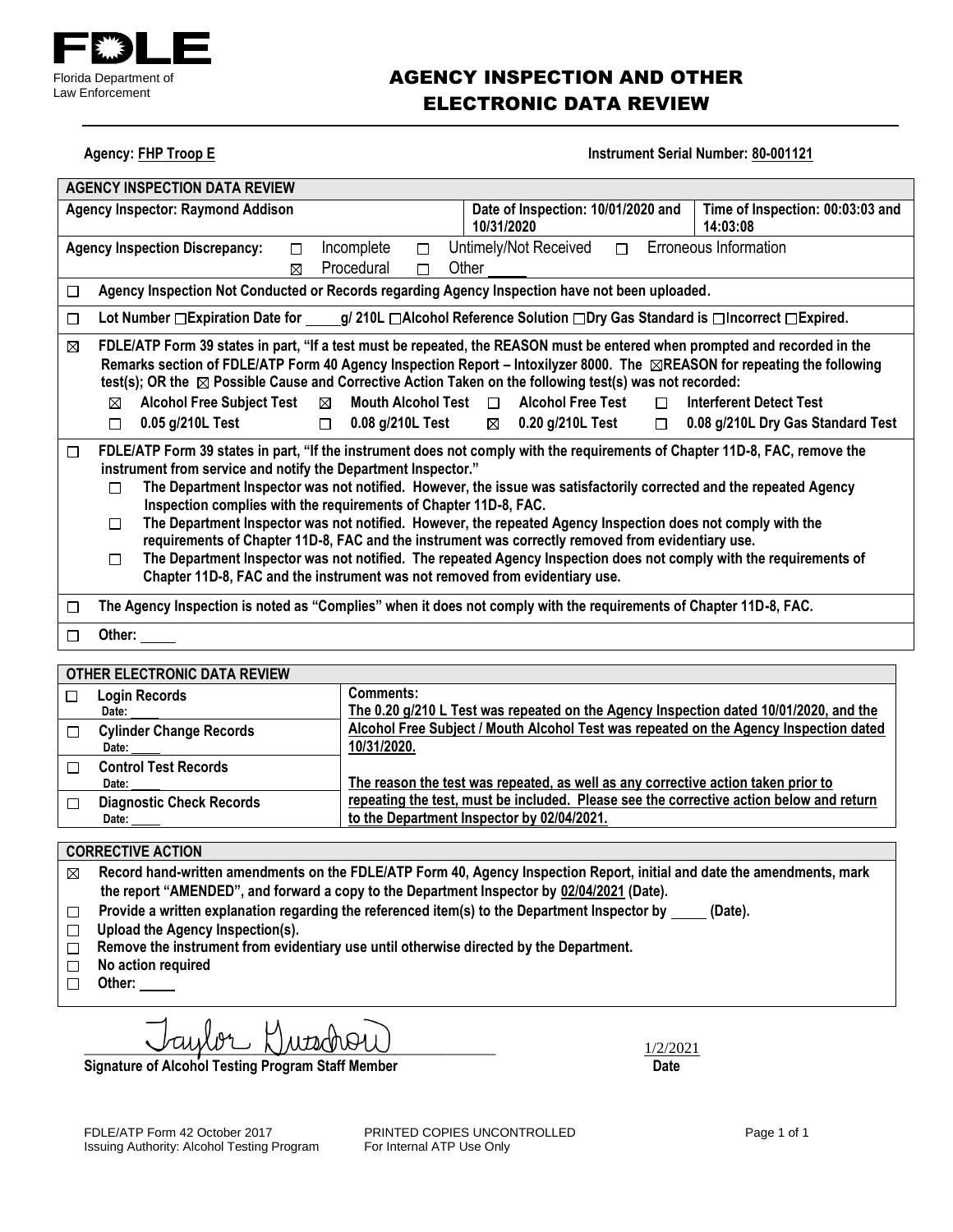**FDLE**
Florida Department of Law Enforcement

# AGENCY INSPECTION AND OTHER ELECTRONIC DATA REVIEW

**Agency:** FHP Troop E **Instrument Serial Number:** 80-001121

| AGENCY INSPECTION DATA REVIEW | | |
|---|---|---|
| **Agency Inspector: Raymond Addison** | **Date of Inspection: 10/01/2020 and 10/31/2020** | **Time of Inspection: 00:03:03 and 14:03:08** |

**Agency Inspection Discrepancy:** ☐ Incomplete ☐ Untimely/Not Received ☐ Erroneous Information ☒ Procedural ☐ Other \_\_\_\_\_

☐ **Agency Inspection Not Conducted or Records regarding Agency Inspection have not been uploaded.**

☐ **Lot Number ☐Expiration Date for \_\_\_\_ g/ 210L ☐Alcohol Reference Solution ☐Dry Gas Standard is ☐Incorrect ☐Expired.**

☒ **FDLE/ATP Form 39 states in part, "If a test must be repeated, the REASON must be entered when prompted and recorded in the Remarks section of FDLE/ATP Form 40 Agency Inspection Report – Intoxilyzer 8000. The ☒REASON for repeating the following test(s); OR the ☒ Possible Cause and Corrective Action Taken on the following test(s) was not recorded:**

- ☒ **Alcohol Free Subject Test** ☒ **Mouth Alcohol Test** ☐ **Alcohol Free Test** ☐ **Interferent Detect Test**
- ☐ **0.05 g/210L Test** ☐ **0.08 g/210L Test** ☒ **0.20 g/210L Test** ☐ **0.08 g/210L Dry Gas Standard Test**

☐ **FDLE/ATP Form 39 states in part, "If the instrument does not comply with the requirements of Chapter 11D-8, FAC, remove the instrument from service and notify the Department Inspector."**

- ☐ **The Department Inspector was not notified. However, the issue was satisfactorily corrected and the repeated Agency Inspection complies with the requirements of Chapter 11D-8, FAC.**
- ☐ **The Department Inspector was not notified. However, the repeated Agency Inspection does not comply with the requirements of Chapter 11D-8, FAC and the instrument was correctly removed from evidentiary use.**
- ☐ **The Department Inspector was not notified. The repeated Agency Inspection does not comply with the requirements of Chapter 11D-8, FAC and the instrument was not removed from evidentiary use.**

☐ **The Agency Inspection is noted as "Complies" when it does not comply with the requirements of Chapter 11D-8, FAC.**

☐ **Other:** \_\_\_\_\_

| OTHER ELECTRONIC DATA REVIEW | |
|---|---|
| ☐ **Login Records** Date: \_\_\_\_\_ | **Comments:** The 0.20 g/210 L Test was repeated on the Agency Inspection dated 10/01/2020, and the Alcohol Free Subject / Mouth Alcohol Test was repeated on the Agency Inspection dated 10/31/2020. |
| ☐ **Cylinder Change Records** Date: \_\_\_\_\_ | |
| ☐ **Control Test Records** Date: \_\_\_\_\_ | The reason the test was repeated, as well as any corrective action taken prior to repeating the test, must be included. Please see the corrective action below and return to the Department Inspector by 02/04/2021. |
| ☐ **Diagnostic Check Records** Date: \_\_\_\_\_ | |

**CORRECTIVE ACTION**

- ☒ **Record hand-written amendments on the FDLE/ATP Form 40, Agency Inspection Report, initial and date the amendments, mark the report "AMENDED", and forward a copy to the Department Inspector by 02/04/2021 (Date).**
- ☐ **Provide a written explanation regarding the referenced item(s) to the Department Inspector by \_\_\_\_\_ (Date).**
- ☐ **Upload the Agency Inspection(s).**
- ☐ **Remove the instrument from evidentiary use until otherwise directed by the Department.**
- ☐ **No action required**
- ☐ **Other:** \_\_\_\_\_

Taylor Gurschow 1/2/2021

**Signature of Alcohol Testing Program Staff Member** **Date**

FDLE/ATP Form 42 October 2017
Issuing Authority: Alcohol Testing Program

PRINTED COPIES UNCONTROLLED
For Internal ATP Use Only